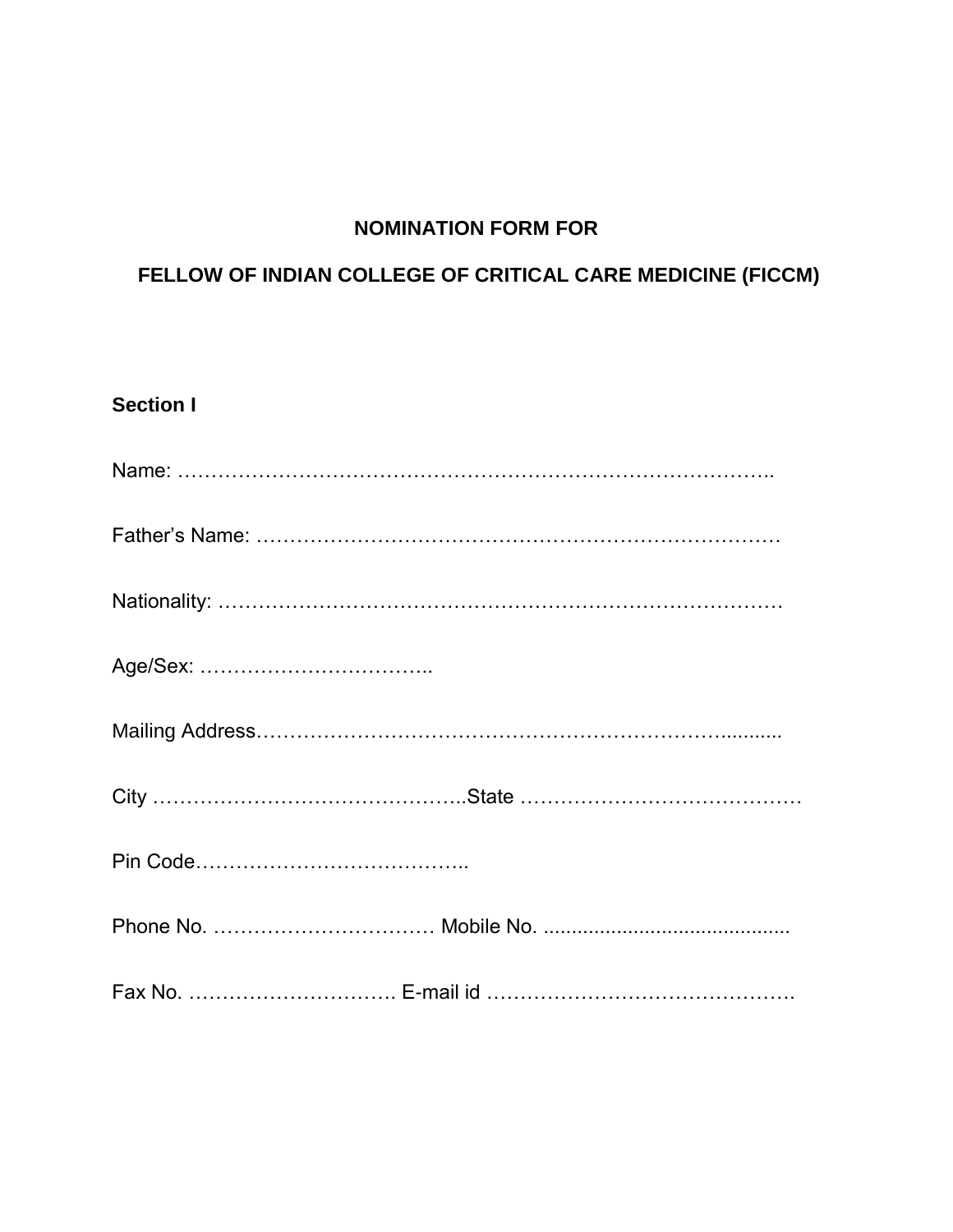# NOMINATION FORM FOR

# FELLOW OF INDIAN COLLEGE OF CRITICAL CARE MEDICINE (FICCM)

## Section I

Name: ……………………………………………………………………………..

Father's Name: ……………………………………………………………………

Nationality: ………………………………………………………………………

Age/Sex: ……………………………..

Mailing Address…………………………………………………………….........

City ………………………………………..State ……………………………………

Pin Code…………………………………..

Phone No. …………………………… Mobile No. ...........................................

Fax No. …………………………. E-mail id ………………………………………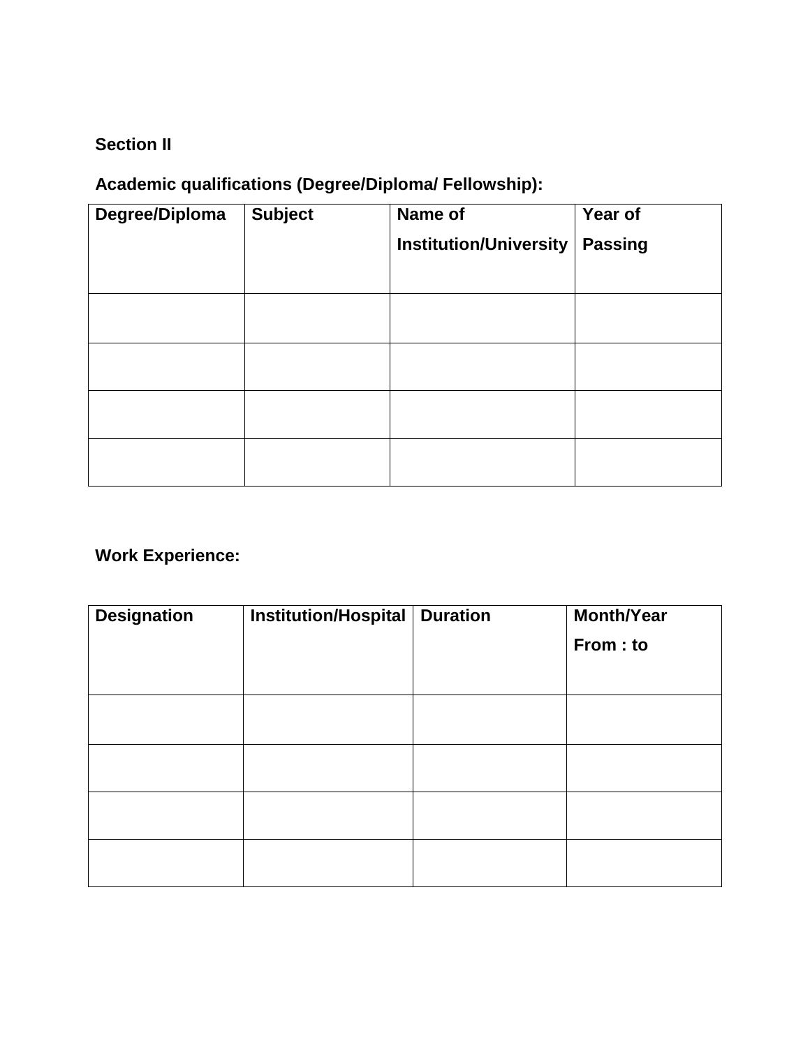**Section II**

**Academic qualifications (Degree/Diploma/ Fellowship):**

| Degree/Diploma | Subject | Name of Institution/University | Year of Passing |
|---|---|---|---|
| | | | |
| | | | |
| | | | |
| | | | |

**Work Experience:**

| Designation | Institution/Hospital | Duration | Month/Year From : to |
|---|---|---|---|
| | | | |
| | | | |
| | | | |
| | | | |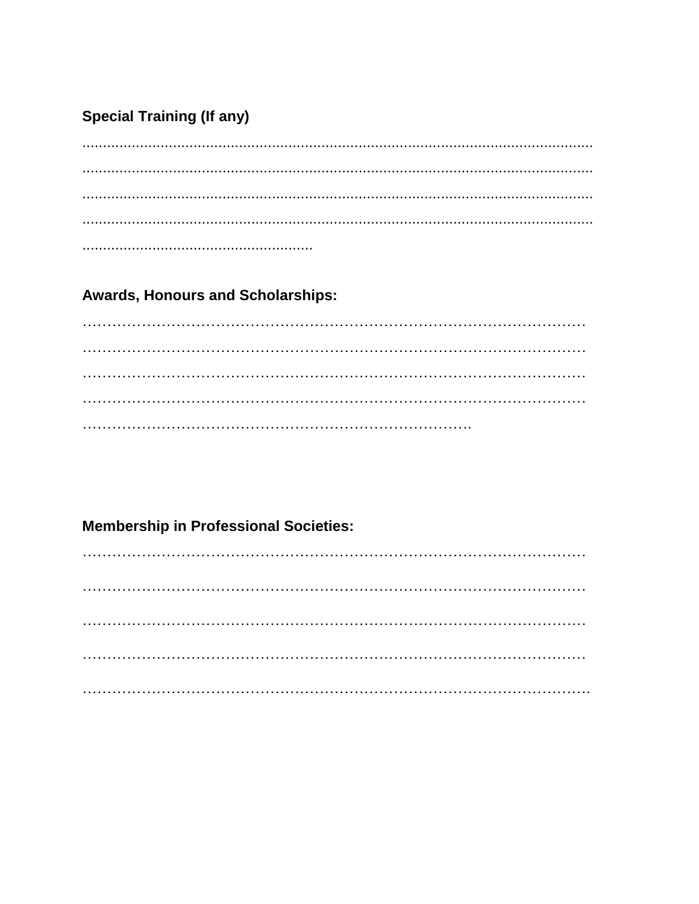**Special Training (If any)**

..........................................................................................................................

..........................................................................................................................

..........................................................................................................................

..........................................................................................................................

.......................................................

**Awards, Honours and Scholarships:**

…………………………………………………………………………………………

…………………………………………………………………………………………

…………………………………………………………………………………………

…………………………………………………………………………………………

…………………………………………………………………….

**Membership in Professional Societies:**

…………………………………………………………………………………………

…………………………………………………………………………………………

…………………………………………………………………………………………

…………………………………………………………………………………………

…………………………………………………………………………………………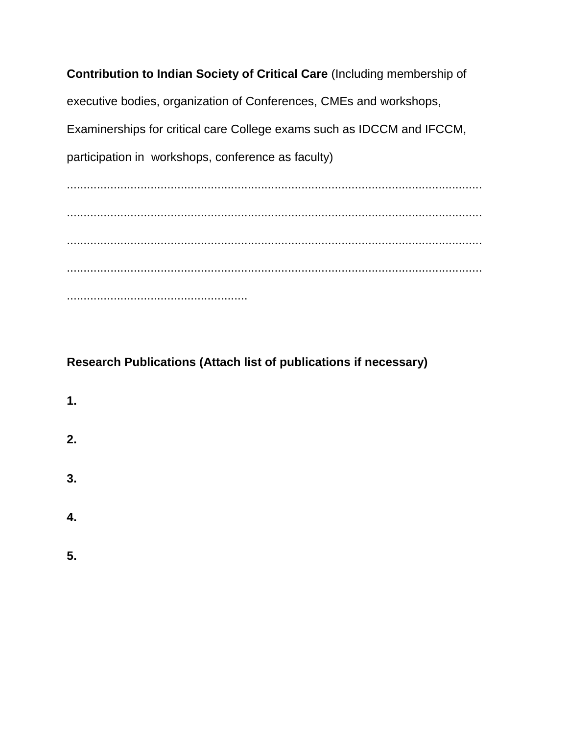**Contribution to Indian Society of Critical Care** (Including membership of executive bodies, organization of Conferences, CMEs and workshops, Examinerships for critical care College exams such as IDCCM and IFCCM, participation in workshops, conference as faculty)

..............................................................................................................................

..............................................................................................................................

..............................................................................................................................

..............................................................................................................................

......................................................

**Research Publications (Attach list of publications if necessary)**

**1.**

**2.**

**3.**

**4.**

**5.**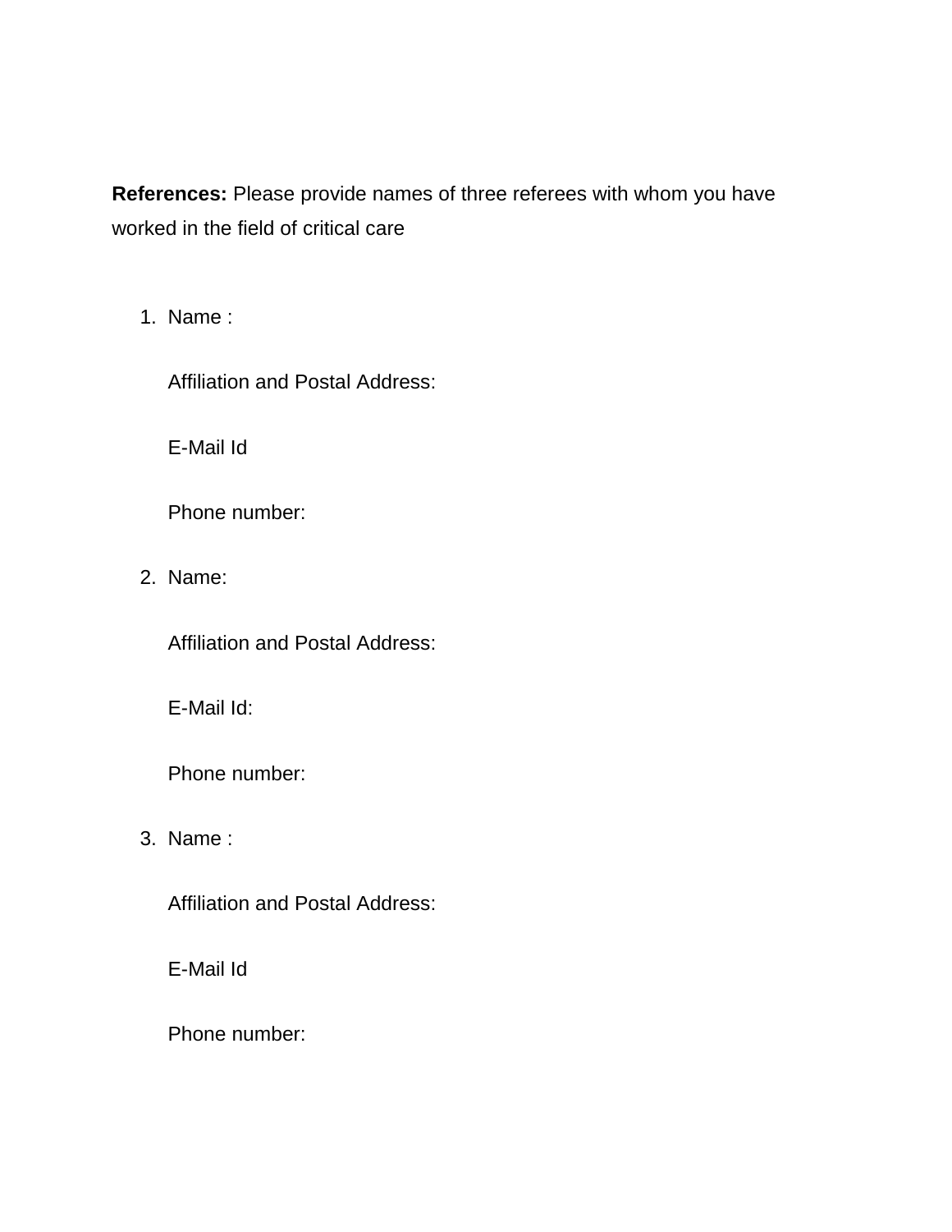**References:** Please provide names of three referees with whom you have worked in the field of critical care

1. Name :

   Affiliation and Postal Address:

   E-Mail Id

   Phone number:

2. Name:

   Affiliation and Postal Address:

   E-Mail Id:

   Phone number:

3. Name :

   Affiliation and Postal Address:

   E-Mail Id

   Phone number: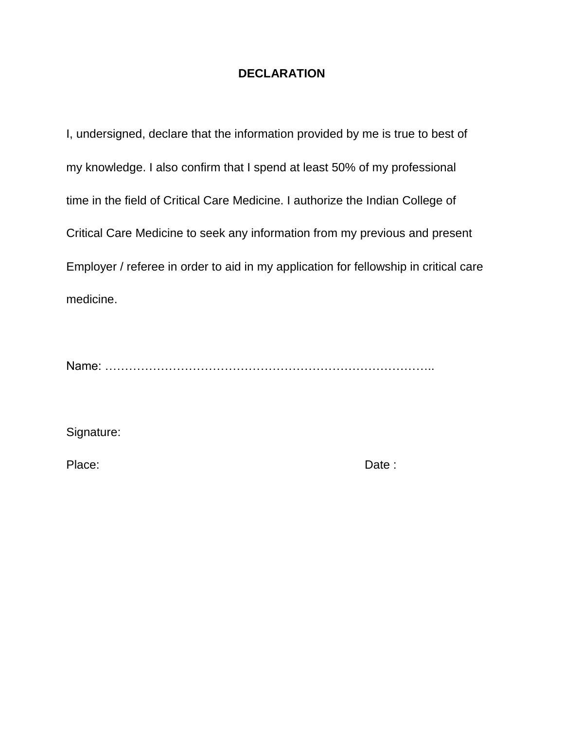# DECLARATION

I, undersigned, declare that the information provided by me is true to best of my knowledge. I also confirm that I spend at least 50% of my professional time in the field of Critical Care Medicine. I authorize the Indian College of Critical Care Medicine to seek any information from my previous and present Employer / referee in order to aid in my application for fellowship in critical care medicine.

Name: …………………………………………………………………………..

Signature:

Place: Date :